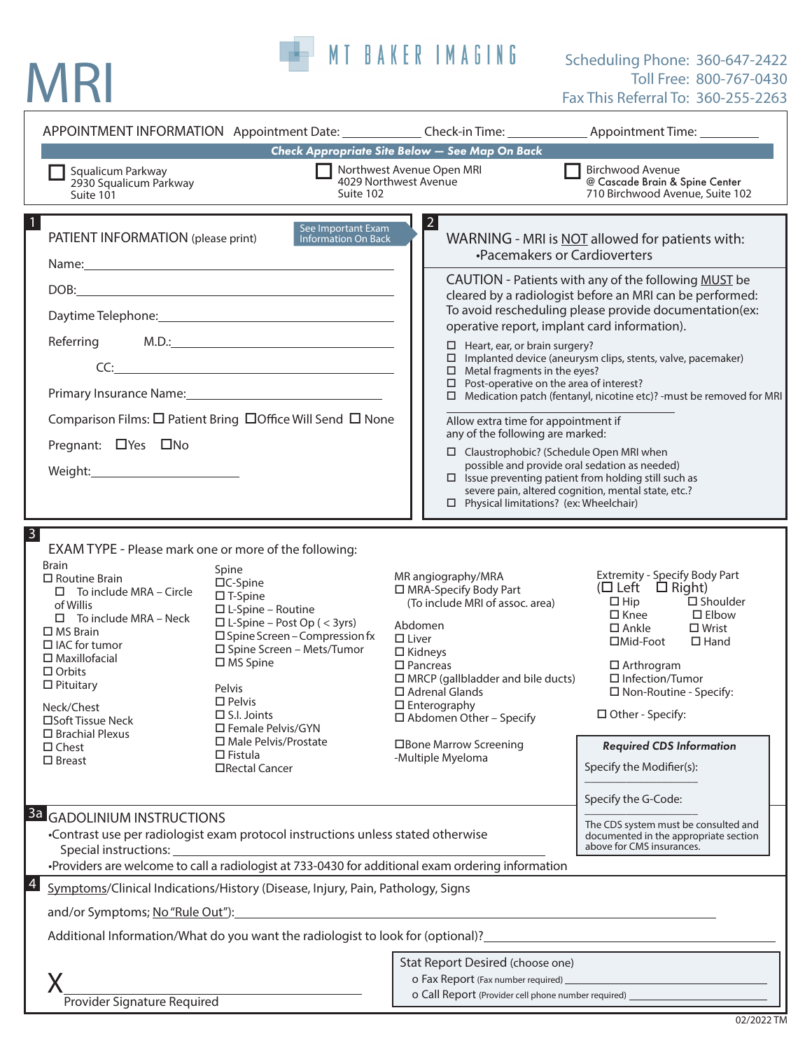# MRI

MT BAKER IMAGING

Scheduling Phone: 360-647-2422
Toll Free: 800-767-0430
Fax This Referral To: 360-255-2263

## APPOINTMENT INFORMATION

Appointment Date: ____________ Check-in Time: ____________ Appointment Time: __________

**Check Appropriate Site Below — See Map On Back**

- ☐ Squalicum Parkway
  2930 Squalicum Parkway
  Suite 101
- ☐ Northwest Avenue Open MRI
  4029 Northwest Avenue
  Suite 102
- ☐ Birchwood Avenue
  @ Cascade Brain & Spine Center
  710 Birchwood Avenue, Suite 102

## 1 PATIENT INFORMATION (please print)

See Important Exam Information On Back

Name: ______________________________

DOB: ______________________________

Daytime Telephone: ______________________________

Referring M.D.: ______________________________

CC: ______________________________

Primary Insurance Name: ______________________________

Comparison Films: ☐ Patient Bring ☐ Office Will Send ☐ None

Pregnant: ☐ Yes ☐ No

Weight: ____________________

## 2 WARNING - MRI is NOT allowed for patients with:

- Pacemakers or Cardioverters

CAUTION - Patients with any of the following MUST be cleared by a radiologist before an MRI can be performed: To avoid rescheduling please provide documentation(ex: operative report, implant card information).

- ☐ Heart, ear, or brain surgery?
- ☐ Implanted device (aneurysm clips, stents, valve, pacemaker)
- ☐ Metal fragments in the eyes?
- ☐ Post-operative on the area of interest?
- ☐ Medication patch (fentanyl, nicotine etc)? -must be removed for MRI

Allow extra time for appointment if any of the following are marked:

- ☐ Claustrophobic? (Schedule Open MRI when possible and provide oral sedation as needed)
- ☐ Issue preventing patient from holding still such as severe pain, altered cognition, mental state, etc.?
- ☐ Physical limitations? (ex: Wheelchair)

## 3 EXAM TYPE - Please mark one or more of the following:

**Brain**
- ☐ Routine Brain
  - ☐ To include MRA – Circle of Willis
  - ☐ To include MRA – Neck
- ☐ MS Brain
- ☐ IAC for tumor
- ☐ Maxillofacial
- ☐ Orbits
- ☐ Pituitary

**Neck/Chest**
- ☐ Soft Tissue Neck
- ☐ Brachial Plexus
- ☐ Chest
- ☐ Breast

**Spine**
- ☐ C-Spine
- ☐ T-Spine
- ☐ L-Spine – Routine
- ☐ L-Spine – Post Op ( < 3yrs)
- ☐ Spine Screen – Compression fx
- ☐ Spine Screen – Mets/Tumor
- ☐ MS Spine

**Pelvis**
- ☐ Pelvis
- ☐ S.I. Joints
- ☐ Female Pelvis/GYN
- ☐ Male Pelvis/Prostate
- ☐ Fistula
- ☐ Rectal Cancer

**MR angiography/MRA**
- ☐ MRA-Specify Body Part (To include MRI of assoc. area)

**Abdomen**
- ☐ Liver
- ☐ Kidneys
- ☐ Pancreas
- ☐ MRCP (gallbladder and bile ducts)
- ☐ Adrenal Glands
- ☐ Enterography
- ☐ Abdomen Other – Specify

- ☐ Bone Marrow Screening -Multiple Myeloma

**Extremity - Specify Body Part**
(☐ Left ☐ Right)
- ☐ Hip
- ☐ Shoulder
- ☐ Knee
- ☐ Elbow
- ☐ Ankle
- ☐ Wrist
- ☐ Mid-Foot
- ☐ Hand
- ☐ Arthrogram
- ☐ Infection/Tumor
- ☐ Non-Routine - Specify:
- ☐ Other - Specify:

**Required CDS Information**

Specify the Modifier(s): ____________

Specify the G-Code: ____________

The CDS system must be consulted and documented in the appropriate section above for CMS insurances.

## 3a GADOLINIUM INSTRUCTIONS

- Contrast use per radiologist exam protocol instructions unless stated otherwise
  Special instructions: ______________________________
- Providers are welcome to call a radiologist at 733-0430 for additional exam ordering information

## 4 Symptoms/Clinical Indications/History (Disease, Injury, Pain, Pathology, Signs and/or Symptoms; No "Rule Out"):

______________________________

Additional Information/What do you want the radiologist to look for (optional)? ______________________________

X ______________________________
Provider Signature Required

**Stat Report Desired** (choose one)
- o Fax Report (Fax number required) ____________
- o Call Report (Provider cell phone number required) ____________

02/2022 TM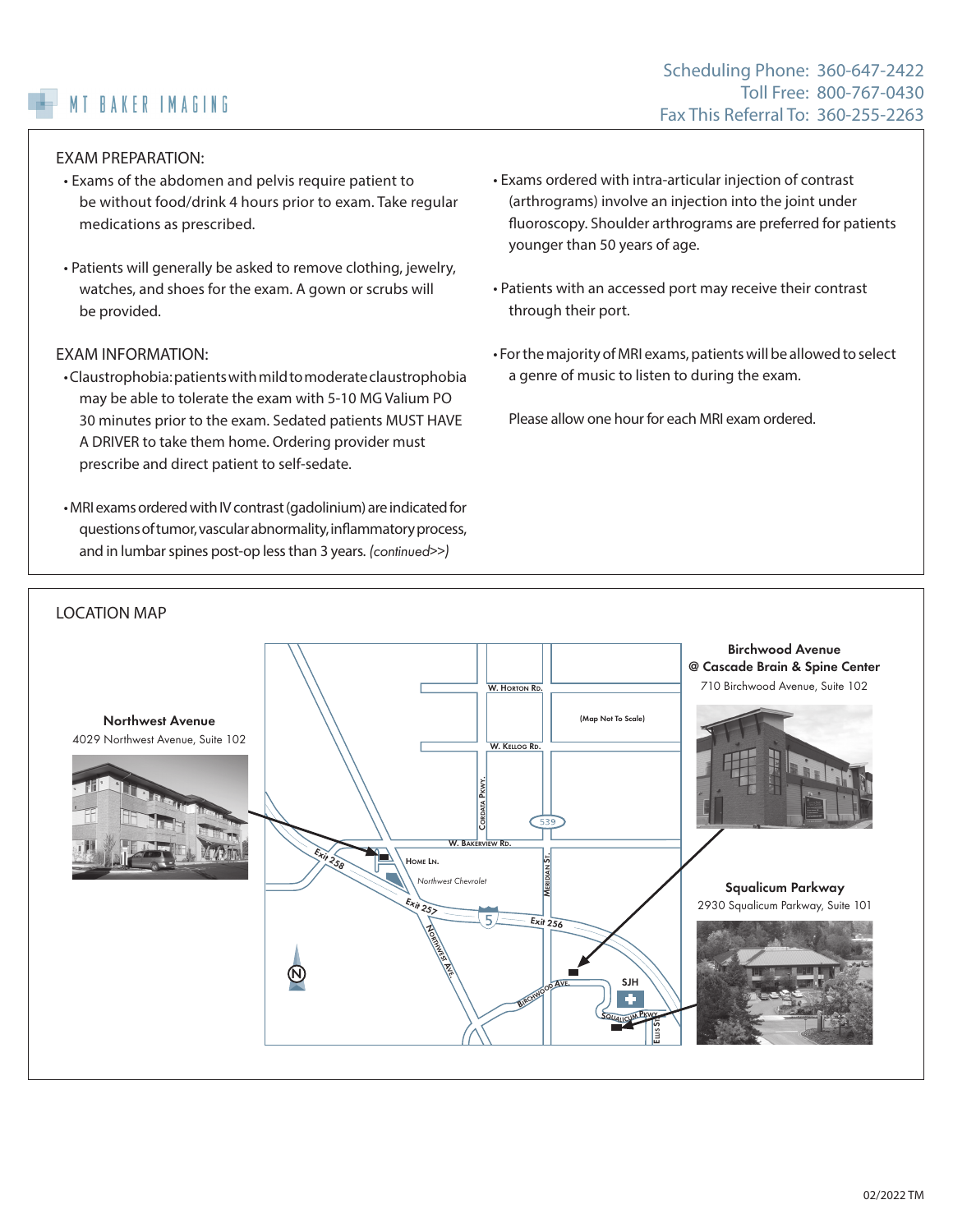MT BAKER IMAGING

Scheduling Phone: 360-647-2422
Toll Free: 800-767-0430
Fax This Referral To: 360-255-2263

## EXAM PREPARATION:

- Exams of the abdomen and pelvis require patient to be without food/drink 4 hours prior to exam. Take regular medications as prescribed.
- Patients will generally be asked to remove clothing, jewelry, watches, and shoes for the exam. A gown or scrubs will be provided.

## EXAM INFORMATION:

- Claustrophobia: patients with mild to moderate claustrophobia may be able to tolerate the exam with 5-10 MG Valium PO 30 minutes prior to the exam. Sedated patients MUST HAVE A DRIVER to take them home. Ordering provider must prescribe and direct patient to self-sedate.
- MRI exams ordered with IV contrast (gadolinium) are indicated for questions of tumor, vascular abnormality, inflammatory process, and in lumbar spines post-op less than 3 years. *(continued>>)*
- Exams ordered with intra-articular injection of contrast (arthrograms) involve an injection into the joint under fluoroscopy. Shoulder arthrograms are preferred for patients younger than 50 years of age.
- Patients with an accessed port may receive their contrast through their port.
- For the majority of MRI exams, patients will be allowed to select a genre of music to listen to during the exam.

Please allow one hour for each MRI exam ordered.

## LOCATION MAP

**Northwest Avenue**
4029 Northwest Avenue, Suite 102

**Birchwood Avenue @ Cascade Brain & Spine Center**
710 Birchwood Avenue, Suite 102

**Squalicum Parkway**
2930 Squalicum Parkway, Suite 101

W. Horton Rd.
(Map Not To Scale)
W. Kellog Rd.
Cordata Pkwy.
539
W. Bakerview Rd.
Exit 258
Home Ln.
Northwest Chevrolet
Meridian St.
Exit 257
5
Exit 256
Northwest Ave.
N
Birchwood Ave.
SJH
Squalicum Pkwy.
Ellis St.

02/2022 TM